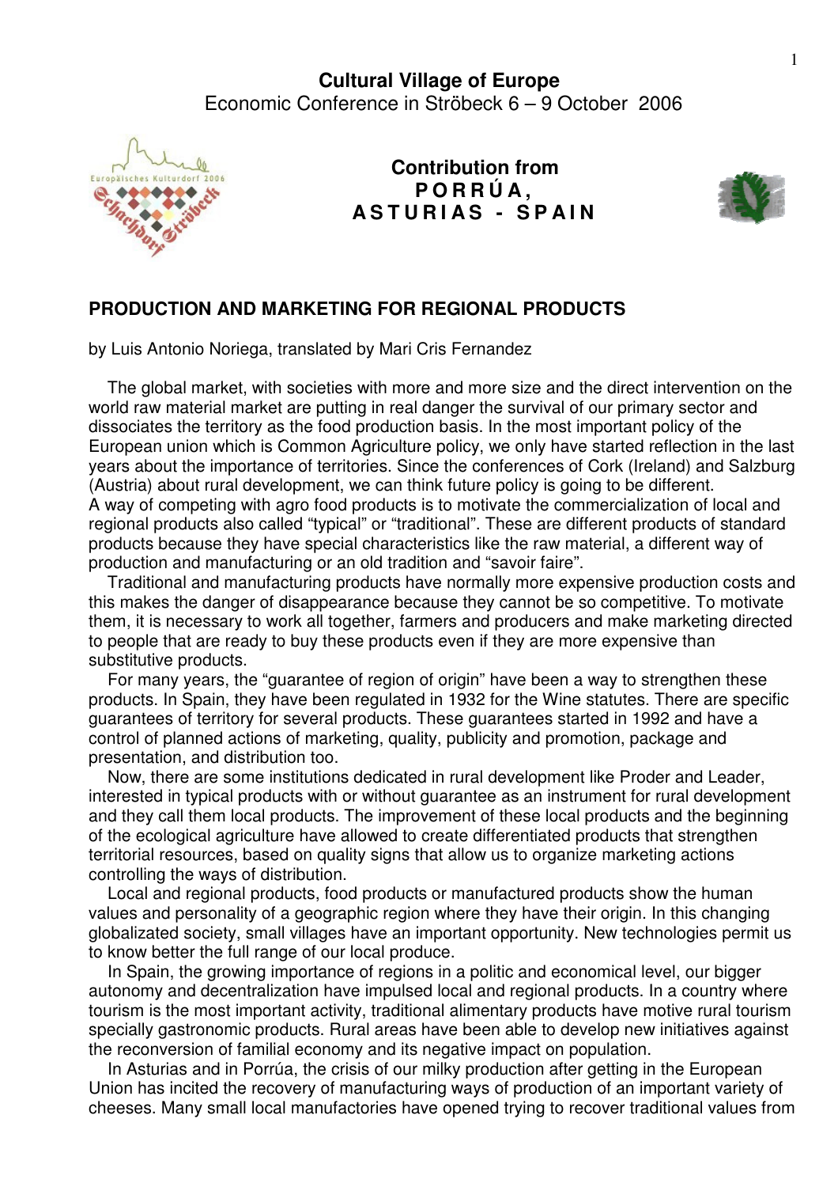**Cultural Village of Europe**
Economic Conference in Ströbeck 6 – 9 October 2006

**Contribution from**
**P O R R Ú A ,**
**A S T U R I A S - S P A I N**

## PRODUCTION AND MARKETING FOR REGIONAL PRODUCTS

by Luis Antonio Noriega, translated by Mari Cris Fernandez

The global market, with societies with more and more size and the direct intervention on the world raw material market are putting in real danger the survival of our primary sector and dissociates the territory as the food production basis. In the most important policy of the European union which is Common Agriculture policy, we only have started reflection in the last years about the importance of territories. Since the conferences of Cork (Ireland) and Salzburg (Austria) about rural development, we can think future policy is going to be different.
A way of competing with agro food products is to motivate the commercialization of local and regional products also called "typical" or "traditional". These are different products of standard products because they have special characteristics like the raw material, a different way of production and manufacturing or an old tradition and "savoir faire".

Traditional and manufacturing products have normally more expensive production costs and this makes the danger of disappearance because they cannot be so competitive. To motivate them, it is necessary to work all together, farmers and producers and make marketing directed to people that are ready to buy these products even if they are more expensive than substitutive products.

For many years, the "guarantee of region of origin" have been a way to strengthen these products. In Spain, they have been regulated in 1932 for the Wine statutes. There are specific guarantees of territory for several products. These guarantees started in 1992 and have a control of planned actions of marketing, quality, publicity and promotion, package and presentation, and distribution too.

Now, there are some institutions dedicated in rural development like Proder and Leader, interested in typical products with or without guarantee as an instrument for rural development and they call them local products. The improvement of these local products and the beginning of the ecological agriculture have allowed to create differentiated products that strengthen territorial resources, based on quality signs that allow us to organize marketing actions controlling the ways of distribution.

Local and regional products, food products or manufactured products show the human values and personality of a geographic region where they have their origin. In this changing globalizated society, small villages have an important opportunity. New technologies permit us to know better the full range of our local produce.

In Spain, the growing importance of regions in a politic and economical level, our bigger autonomy and decentralization have impulsed local and regional products. In a country where tourism is the most important activity, traditional alimentary products have motive rural tourism specially gastronomic products. Rural areas have been able to develop new initiatives against the reconversion of familial economy and its negative impact on population.

In Asturias and in Porrúa, the crisis of our milky production after getting in the European Union has incited the recovery of manufacturing ways of production of an important variety of cheeses. Many small local manufactories have opened trying to recover traditional values from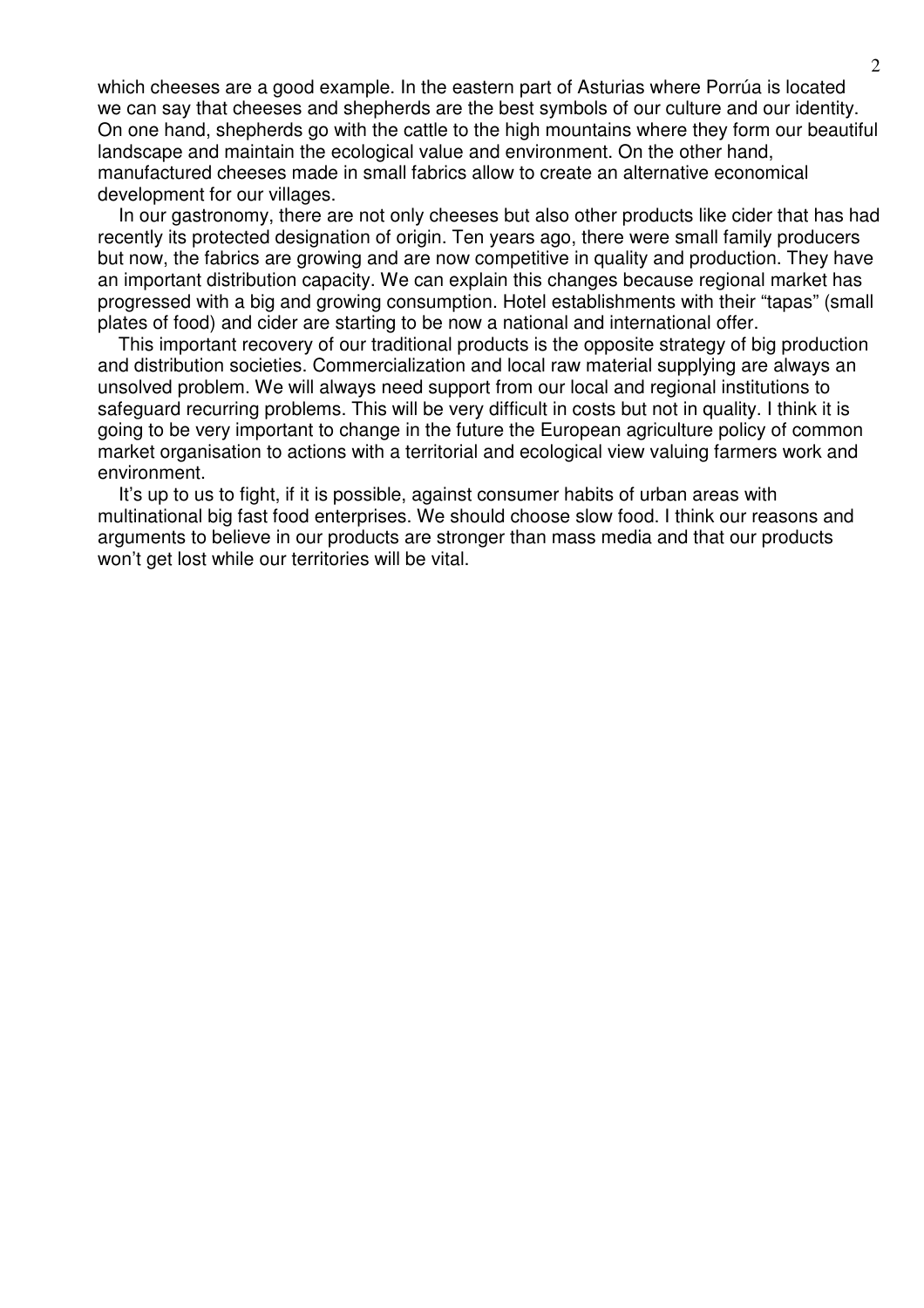which cheeses are a good example. In the eastern part of Asturias where Porrúa is located we can say that cheeses and shepherds are the best symbols of our culture and our identity. On one hand, shepherds go with the cattle to the high mountains where they form our beautiful landscape and maintain the ecological value and environment. On the other hand, manufactured cheeses made in small fabrics allow to create an alternative economical development for our villages.

In our gastronomy, there are not only cheeses but also other products like cider that has had recently its protected designation of origin. Ten years ago, there were small family producers but now, the fabrics are growing and are now competitive in quality and production. They have an important distribution capacity. We can explain this changes because regional market has progressed with a big and growing consumption. Hotel establishments with their "tapas" (small plates of food) and cider are starting to be now a national and international offer.

This important recovery of our traditional products is the opposite strategy of big production and distribution societies. Commercialization and local raw material supplying are always an unsolved problem. We will always need support from our local and regional institutions to safeguard recurring problems. This will be very difficult in costs but not in quality. I think it is going to be very important to change in the future the European agriculture policy of common market organisation to actions with a territorial and ecological view valuing farmers work and environment.

It's up to us to fight, if it is possible, against consumer habits of urban areas with multinational big fast food enterprises. We should choose slow food. I think our reasons and arguments to believe in our products are stronger than mass media and that our products won't get lost while our territories will be vital.